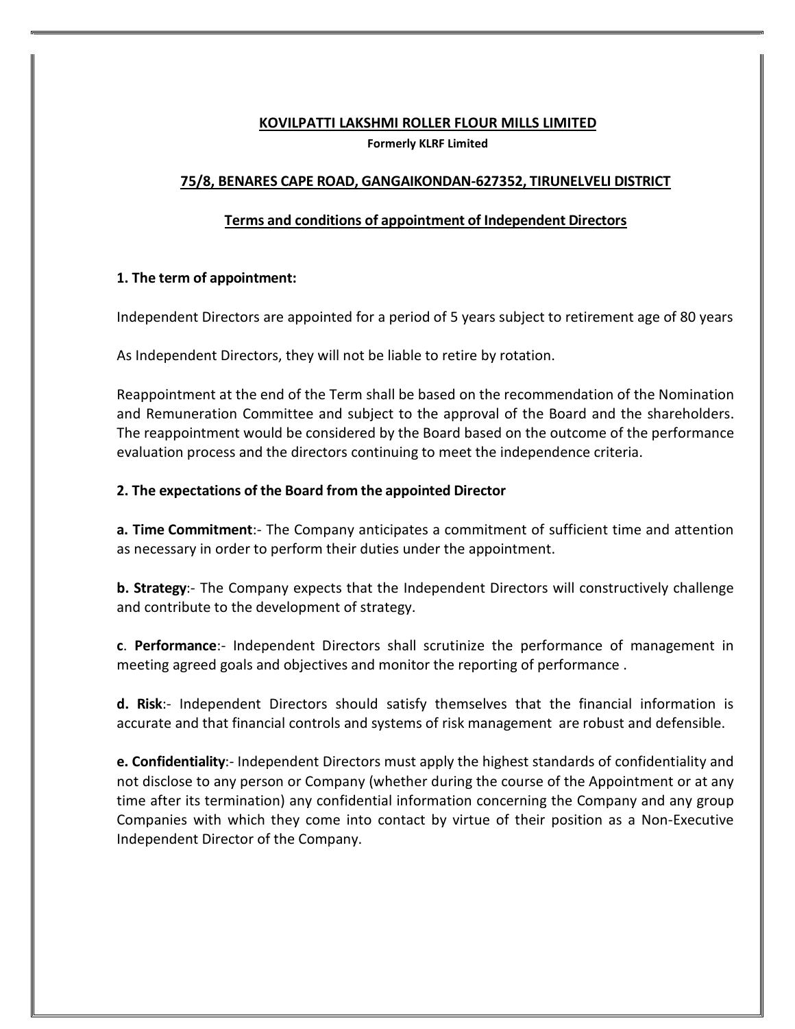# KOVILPATTI LAKSHMI ROLLER FLOUR MILLS LIMITED

**Formerly KLRF Limited**

## 75/8, BENARES CAPE ROAD, GANGAIKONDAN-627352, TIRUNELVELI DISTRICT

## Terms and conditions of appointment of Independent Directors

### 1. The term of appointment:

Independent Directors are appointed for a period of 5 years subject to retirement age of 80 years

As Independent Directors, they will not be liable to retire by rotation.

Reappointment at the end of the Term shall be based on the recommendation of the Nomination and Remuneration Committee and subject to the approval of the Board and the shareholders. The reappointment would be considered by the Board based on the outcome of the performance evaluation process and the directors continuing to meet the independence criteria.

### 2. The expectations of the Board from the appointed Director

**a. Time Commitment**:- The Company anticipates a commitment of sufficient time and attention as necessary in order to perform their duties under the appointment.

**b. Strategy**:- The Company expects that the Independent Directors will constructively challenge and contribute to the development of strategy.

**c**. **Performance**:- Independent Directors shall scrutinize the performance of management in meeting agreed goals and objectives and monitor the reporting of performance .

**d. Risk**:- Independent Directors should satisfy themselves that the financial information is accurate and that financial controls and systems of risk management are robust and defensible.

**e. Confidentiality**:- Independent Directors must apply the highest standards of confidentiality and not disclose to any person or Company (whether during the course of the Appointment or at any time after its termination) any confidential information concerning the Company and any group Companies with which they come into contact by virtue of their position as a Non-Executive Independent Director of the Company.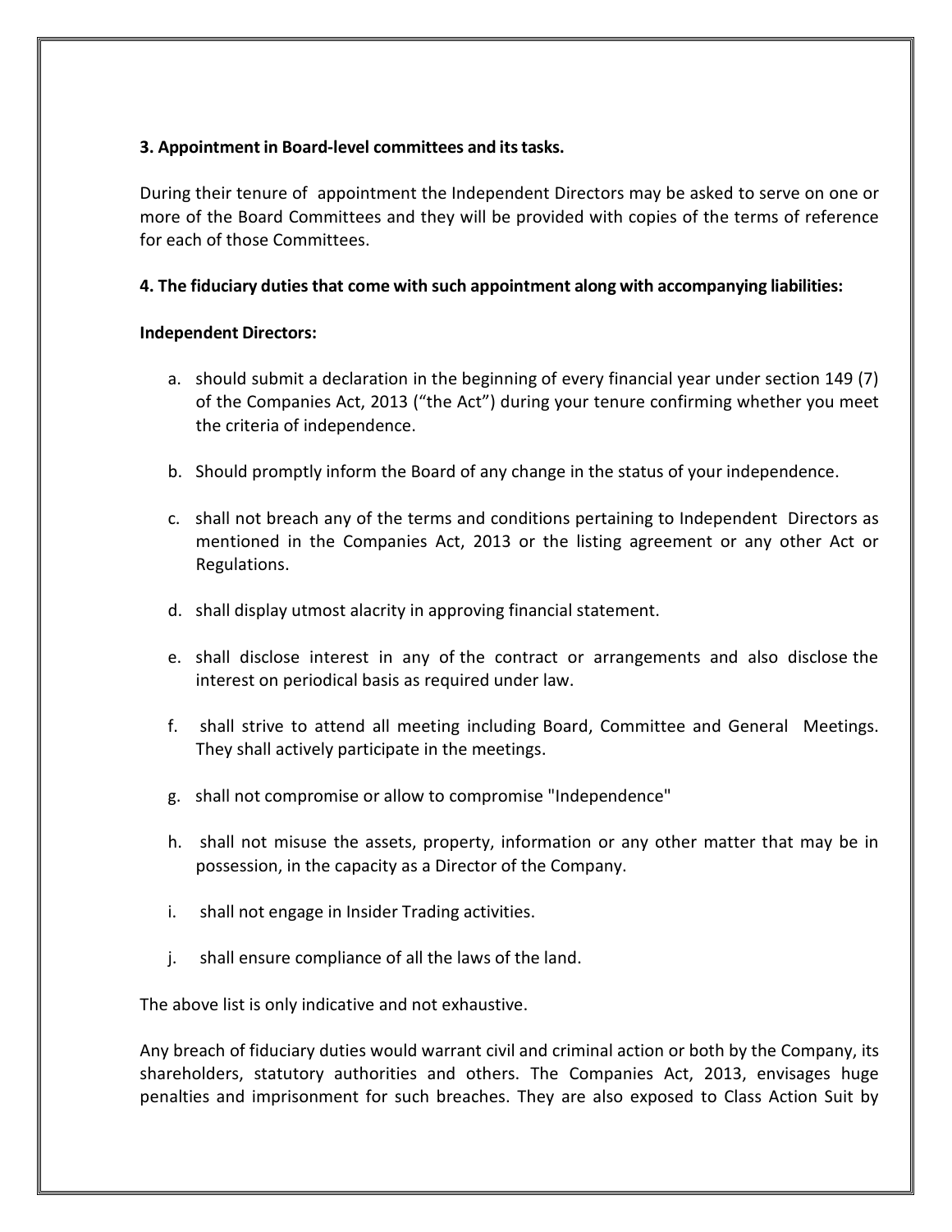**3. Appointment in Board-level committees and its tasks.**

During their tenure of appointment the Independent Directors may be asked to serve on one or more of the Board Committees and they will be provided with copies of the terms of reference for each of those Committees.

**4. The fiduciary duties that come with such appointment along with accompanying liabilities:**

**Independent Directors:**

a. should submit a declaration in the beginning of every financial year under section 149 (7) of the Companies Act, 2013 ("the Act") during your tenure confirming whether you meet the criteria of independence.

b. Should promptly inform the Board of any change in the status of your independence.

c. shall not breach any of the terms and conditions pertaining to Independent Directors as mentioned in the Companies Act, 2013 or the listing agreement or any other Act or Regulations.

d. shall display utmost alacrity in approving financial statement.

e. shall disclose interest in any of the contract or arrangements and also disclose the interest on periodical basis as required under law.

f. shall strive to attend all meeting including Board, Committee and General Meetings. They shall actively participate in the meetings.

g. shall not compromise or allow to compromise "Independence"

h. shall not misuse the assets, property, information or any other matter that may be in possession, in the capacity as a Director of the Company.

i. shall not engage in Insider Trading activities.

j. shall ensure compliance of all the laws of the land.

The above list is only indicative and not exhaustive.

Any breach of fiduciary duties would warrant civil and criminal action or both by the Company, its shareholders, statutory authorities and others. The Companies Act, 2013, envisages huge penalties and imprisonment for such breaches. They are also exposed to Class Action Suit by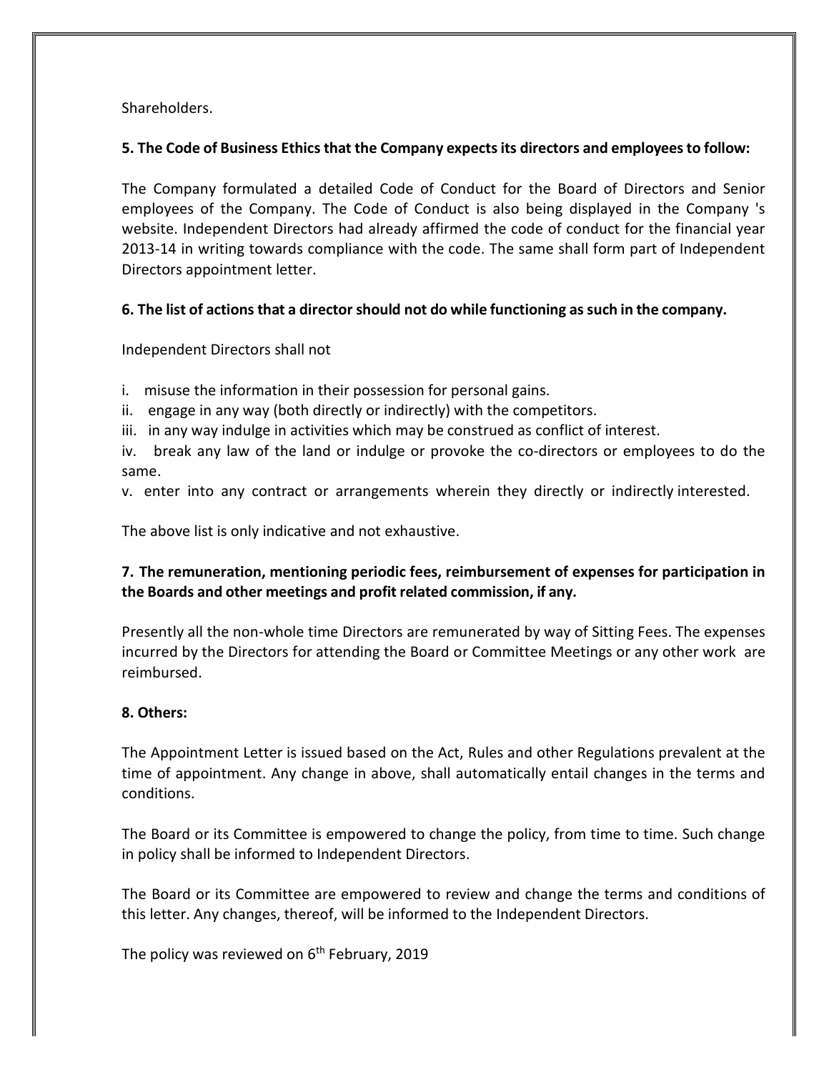Shareholders.

**5. The Code of Business Ethics that the Company expects its directors and employees to follow:**

The Company formulated a detailed Code of Conduct for the Board of Directors and Senior employees of the Company. The Code of Conduct is also being displayed in the Company 's website. Independent Directors had already affirmed the code of conduct for the financial year 2013-14 in writing towards compliance with the code. The same shall form part of Independent Directors appointment letter.

**6. The list of actions that a director should not do while functioning as such in the company.**

Independent Directors shall not

i. misuse the information in their possession for personal gains.

ii. engage in any way (both directly or indirectly) with the competitors.

iii. in any way indulge in activities which may be construed as conflict of interest.

iv. break any law of the land or indulge or provoke the co-directors or employees to do the same.

v. enter into any contract or arrangements wherein they directly or indirectly interested.

The above list is only indicative and not exhaustive.

**7. The remuneration, mentioning periodic fees, reimbursement of expenses for participation in the Boards and other meetings and profit related commission, if any.**

Presently all the non-whole time Directors are remunerated by way of Sitting Fees. The expenses incurred by the Directors for attending the Board or Committee Meetings or any other work are reimbursed.

**8. Others:**

The Appointment Letter is issued based on the Act, Rules and other Regulations prevalent at the time of appointment. Any change in above, shall automatically entail changes in the terms and conditions.

The Board or its Committee is empowered to change the policy, from time to time. Such change in policy shall be informed to Independent Directors.

The Board or its Committee are empowered to review and change the terms and conditions of this letter. Any changes, thereof, will be informed to the Independent Directors.

The policy was reviewed on 6th February, 2019